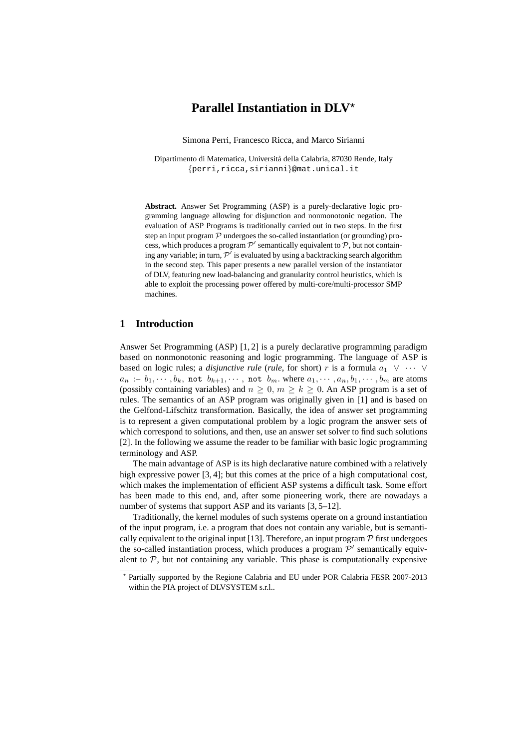# Parallel Instantiation in DLV*

Simona Perri, Francesco Ricca, and Marco Sirianni

Dipartimento di Matematica, Università della Calabria, 87030 Rende, Italy
{perri,ricca,sirianni}@mat.unical.it

**Abstract.** Answer Set Programming (ASP) is a purely-declarative logic programming language allowing for disjunction and nonmonotonic negation. The evaluation of ASP Programs is traditionally carried out in two steps. In the first step an input program $\mathcal{P}$ undergoes the so-called instantiation (or grounding) process, which produces a program $\mathcal{P}'$ semantically equivalent to $\mathcal{P}$, but not containing any variable; in turn, $\mathcal{P}'$ is evaluated by using a backtracking search algorithm in the second step. This paper presents a new parallel version of the instantiator of DLV, featuring new load-balancing and granularity control heuristics, which is able to exploit the processing power offered by multi-core/multi-processor SMP machines.

## 1 Introduction

Answer Set Programming (ASP) [1, 2] is a purely declarative programming paradigm based on nonmonotonic reasoning and logic programming. The language of ASP is based on logic rules; a *disjunctive rule* (*rule*, for short) $r$ is a formula $a_1 \lor \cdots \lor a_n$ :- $b_1, \cdots, b_k,$ `not` $b_{k+1}, \cdots,$ `not` $b_m$. where $a_1, \cdots, a_n, b_1, \cdots, b_m$ are atoms (possibly containing variables) and $n \geq 0$, $m \geq k \geq 0$. An ASP program is a set of rules. The semantics of an ASP program was originally given in [1] and is based on the Gelfond-Lifschitz transformation. Basically, the idea of answer set programming is to represent a given computational problem by a logic program the answer sets of which correspond to solutions, and then, use an answer set solver to find such solutions [2]. In the following we assume the reader to be familiar with basic logic programming terminology and ASP.

The main advantage of ASP is its high declarative nature combined with a relatively high expressive power [3, 4]; but this comes at the price of a high computational cost, which makes the implementation of efficient ASP systems a difficult task. Some effort has been made to this end, and, after some pioneering work, there are nowadays a number of systems that support ASP and its variants [3, 5–12].

Traditionally, the kernel modules of such systems operate on a ground instantiation of the input program, i.e. a program that does not contain any variable, but is semantically equivalent to the original input [13]. Therefore, an input program $\mathcal{P}$ first undergoes the so-called instantiation process, which produces a program $\mathcal{P}'$ semantically equivalent to $\mathcal{P}$, but not containing any variable. This phase is computationally expensive

* Partially supported by the Regione Calabria and EU under POR Calabria FESR 2007-2013 within the PIA project of DLVSYSTEM s.r.l..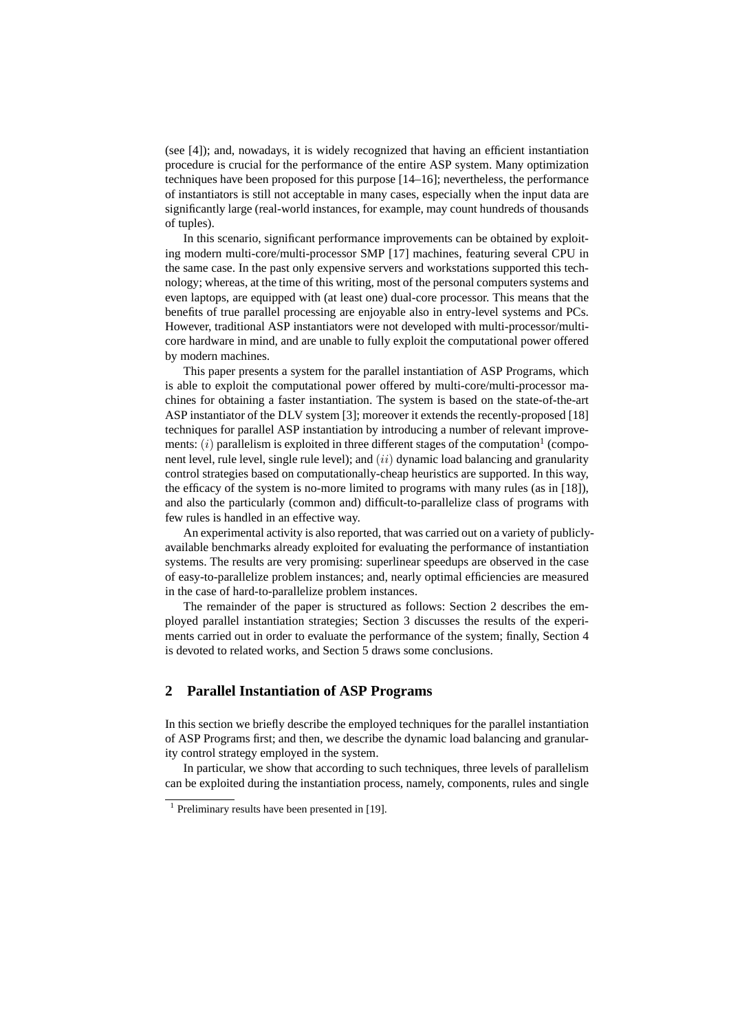(see [4]); and, nowadays, it is widely recognized that having an efficient instantiation procedure is crucial for the performance of the entire ASP system. Many optimization techniques have been proposed for this purpose [14–16]; nevertheless, the performance of instantiators is still not acceptable in many cases, especially when the input data are significantly large (real-world instances, for example, may count hundreds of thousands of tuples).

In this scenario, significant performance improvements can be obtained by exploiting modern multi-core/multi-processor SMP [17] machines, featuring several CPU in the same case. In the past only expensive servers and workstations supported this technology; whereas, at the time of this writing, most of the personal computers systems and even laptops, are equipped with (at least one) dual-core processor. This means that the benefits of true parallel processing are enjoyable also in entry-level systems and PCs. However, traditional ASP instantiators were not developed with multi-processor/multi-core hardware in mind, and are unable to fully exploit the computational power offered by modern machines.

This paper presents a system for the parallel instantiation of ASP Programs, which is able to exploit the computational power offered by multi-core/multi-processor machines for obtaining a faster instantiation. The system is based on the state-of-the-art ASP instantiator of the DLV system [3]; moreover it extends the recently-proposed [18] techniques for parallel ASP instantiation by introducing a number of relevant improvements: $(i)$ parallelism is exploited in three different stages of the computation[1] (component level, rule level, single rule level); and $(ii)$ dynamic load balancing and granularity control strategies based on computationally-cheap heuristics are supported. In this way, the efficacy of the system is no-more limited to programs with many rules (as in [18]), and also the particularly (common and) difficult-to-parallelize class of programs with few rules is handled in an effective way.

An experimental activity is also reported, that was carried out on a variety of publicly-available benchmarks already exploited for evaluating the performance of instantiation systems. The results are very promising: superlinear speedups are observed in the case of easy-to-parallelize problem instances; and, nearly optimal efficiencies are measured in the case of hard-to-parallelize problem instances.

The remainder of the paper is structured as follows: Section 2 describes the employed parallel instantiation strategies; Section 3 discusses the results of the experiments carried out in order to evaluate the performance of the system; finally, Section 4 is devoted to related works, and Section 5 draws some conclusions.

## 2 Parallel Instantiation of ASP Programs

In this section we briefly describe the employed techniques for the parallel instantiation of ASP Programs first; and then, we describe the dynamic load balancing and granularity control strategy employed in the system.

In particular, we show that according to such techniques, three levels of parallelism can be exploited during the instantiation process, namely, components, rules and single

[1] Preliminary results have been presented in [19].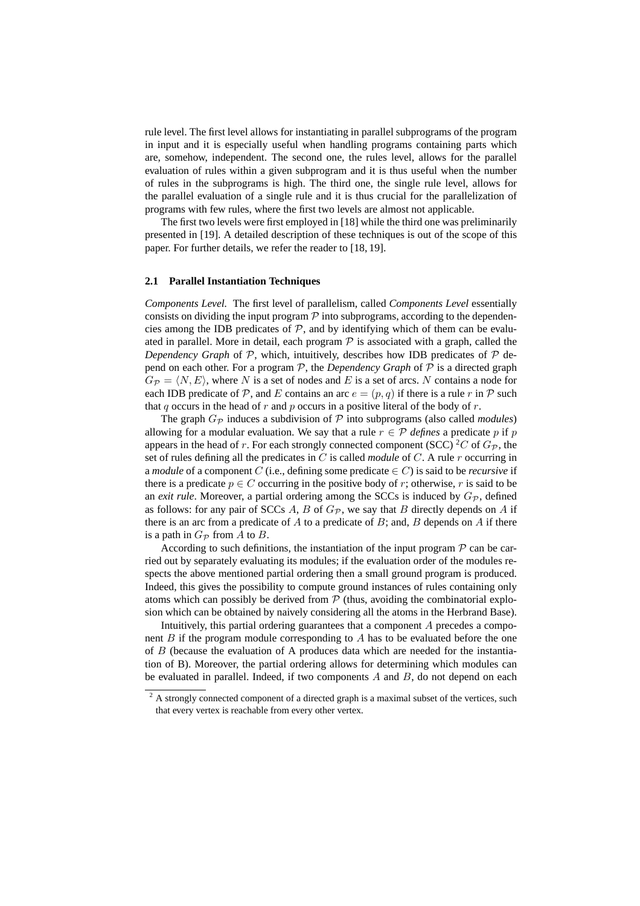rule level. The first level allows for instantiating in parallel subprograms of the program in input and it is especially useful when handling programs containing parts which are, somehow, independent. The second one, the rules level, allows for the parallel evaluation of rules within a given subprogram and it is thus useful when the number of rules in the subprograms is high. The third one, the single rule level, allows for the parallel evaluation of a single rule and it is thus crucial for the parallelization of programs with few rules, where the first two levels are almost not applicable.

The first two levels were first employed in [18] while the third one was preliminarily presented in [19]. A detailed description of these techniques is out of the scope of this paper. For further details, we refer the reader to [18, 19].

### 2.1 Parallel Instantiation Techniques

*Components Level.* The first level of parallelism, called *Components Level* essentially consists on dividing the input program $\mathcal{P}$ into subprograms, according to the dependencies among the IDB predicates of $\mathcal{P}$, and by identifying which of them can be evaluated in parallel. More in detail, each program $\mathcal{P}$ is associated with a graph, called the *Dependency Graph* of $\mathcal{P}$, which, intuitively, describes how IDB predicates of $\mathcal{P}$ depend on each other. For a program $\mathcal{P}$, the *Dependency Graph* of $\mathcal{P}$ is a directed graph $G_{\mathcal{P}} = \langle N, E \rangle$, where $N$ is a set of nodes and $E$ is a set of arcs. $N$ contains a node for each IDB predicate of $\mathcal{P}$, and $E$ contains an arc $e = (p, q)$ if there is a rule $r$ in $\mathcal{P}$ such that $q$ occurs in the head of $r$ and $p$ occurs in a positive literal of the body of $r$.

The graph $G_{\mathcal{P}}$ induces a subdivision of $\mathcal{P}$ into subprograms (also called *modules*) allowing for a modular evaluation. We say that a rule $r \in \mathcal{P}$ *defines* a predicate $p$ if $p$ appears in the head of $r$. For each strongly connected component (SCC) [2] $C$ of $G_{\mathcal{P}}$, the set of rules defining all the predicates in $C$ is called *module* of $C$. A rule $r$ occurring in a *module* of a component $C$ (i.e., defining some predicate $\in C$) is said to be *recursive* if there is a predicate $p \in C$ occurring in the positive body of $r$; otherwise, $r$ is said to be an *exit rule*. Moreover, a partial ordering among the SCCs is induced by $G_{\mathcal{P}}$, defined as follows: for any pair of SCCs $A$, $B$ of $G_{\mathcal{P}}$, we say that $B$ directly depends on $A$ if there is an arc from a predicate of $A$ to a predicate of $B$; and, $B$ depends on $A$ if there is a path in $G_{\mathcal{P}}$ from $A$ to $B$.

According to such definitions, the instantiation of the input program $\mathcal{P}$ can be carried out by separately evaluating its modules; if the evaluation order of the modules respects the above mentioned partial ordering then a small ground program is produced. Indeed, this gives the possibility to compute ground instances of rules containing only atoms which can possibly be derived from $\mathcal{P}$ (thus, avoiding the combinatorial explosion which can be obtained by naively considering all the atoms in the Herbrand Base).

Intuitively, this partial ordering guarantees that a component $A$ precedes a component $B$ if the program module corresponding to $A$ has to be evaluated before the one of $B$ (because the evaluation of A produces data which are needed for the instantiation of B). Moreover, the partial ordering allows for determining which modules can be evaluated in parallel. Indeed, if two components $A$ and $B$, do not depend on each

[2] A strongly connected component of a directed graph is a maximal subset of the vertices, such that every vertex is reachable from every other vertex.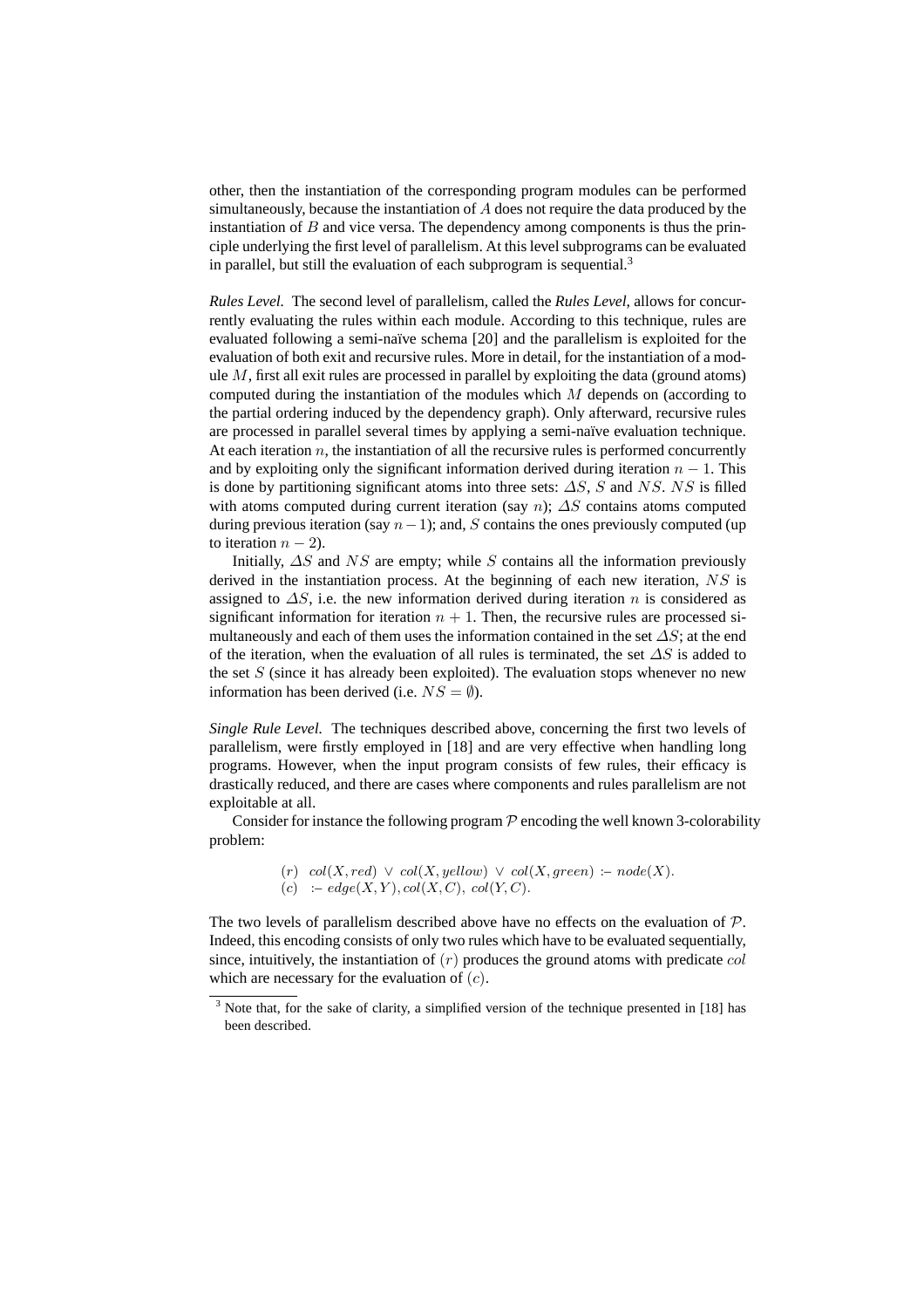other, then the instantiation of the corresponding program modules can be performed simultaneously, because the instantiation of $A$ does not require the data produced by the instantiation of $B$ and vice versa. The dependency among components is thus the principle underlying the first level of parallelism. At this level subprograms can be evaluated in parallel, but still the evaluation of each subprogram is sequential.[3]

*Rules Level.* The second level of parallelism, called the *Rules Level,* allows for concurrently evaluating the rules within each module. According to this technique, rules are evaluated following a semi-naïve schema [20] and the parallelism is exploited for the evaluation of both exit and recursive rules. More in detail, for the instantiation of a module $M$, first all exit rules are processed in parallel by exploiting the data (ground atoms) computed during the instantiation of the modules which $M$ depends on (according to the partial ordering induced by the dependency graph). Only afterward, recursive rules are processed in parallel several times by applying a semi-naïve evaluation technique. At each iteration $n$, the instantiation of all the recursive rules is performed concurrently and by exploiting only the significant information derived during iteration $n-1$. This is done by partitioning significant atoms into three sets: $\Delta S$, $S$ and $NS$. $NS$ is filled with atoms computed during current iteration (say $n$); $\Delta S$ contains atoms computed during previous iteration (say $n-1$); and, $S$ contains the ones previously computed (up to iteration $n-2$).

Initially, $\Delta S$ and $NS$ are empty; while $S$ contains all the information previously derived in the instantiation process. At the beginning of each new iteration, $NS$ is assigned to $\Delta S$, i.e. the new information derived during iteration $n$ is considered as significant information for iteration $n+1$. Then, the recursive rules are processed simultaneously and each of them uses the information contained in the set $\Delta S$; at the end of the iteration, when the evaluation of all rules is terminated, the set $\Delta S$ is added to the set $S$ (since it has already been exploited). The evaluation stops whenever no new information has been derived (i.e. $NS = \emptyset$).

*Single Rule Level.* The techniques described above, concerning the first two levels of parallelism, were firstly employed in [18] and are very effective when handling long programs. However, when the input program consists of few rules, their efficacy is drastically reduced, and there are cases where components and rules parallelism are not exploitable at all.

Consider for instance the following program $\mathcal{P}$ encoding the well known 3-colorability problem:

$$(r) \quad col(X, red) \ \vee \ col(X, yellow) \ \vee \ col(X, green) \ \text{:-} \ node(X).$$
$$(c) \quad \text{:-} \ edge(X, Y), col(X, C), \ col(Y, C).$$

The two levels of parallelism described above have no effects on the evaluation of $\mathcal{P}$. Indeed, this encoding consists of only two rules which have to be evaluated sequentially, since, intuitively, the instantiation of $(r)$ produces the ground atoms with predicate $col$ which are necessary for the evaluation of $(c)$.

[3] Note that, for the sake of clarity, a simplified version of the technique presented in [18] has been described.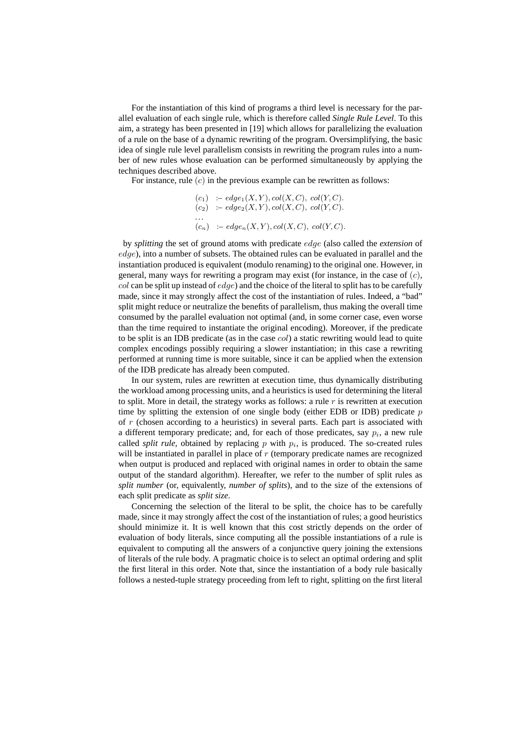For the instantiation of this kind of programs a third level is necessary for the parallel evaluation of each single rule, which is therefore called *Single Rule Level*. To this aim, a strategy has been presented in [19] which allows for parallelizing the evaluation of a rule on the base of a dynamic rewriting of the program. Oversimplifying, the basic idea of single rule level parallelism consists in rewriting the program rules into a number of new rules whose evaluation can be performed simultaneously by applying the techniques described above.

For instance, rule $(c)$ in the previous example can be rewritten as follows:

$$
\begin{array}{ll}
(c_1) & :- \ edge_1(X, Y), col(X, C), \ col(Y, C). \\
(c_2) & :- \ edge_2(X, Y), col(X, C), \ col(Y, C). \\
\ldots & \\
(c_n) & :- \ edge_n(X, Y), col(X, C), \ col(Y, C).
\end{array}
$$

by *splitting* the set of ground atoms with predicate $edge$ (also called the *extension* of $edge$), into a number of subsets. The obtained rules can be evaluated in parallel and the instantiation produced is equivalent (modulo renaming) to the original one. However, in general, many ways for rewriting a program may exist (for instance, in the case of $(c)$, $col$ can be split up instead of $edge$) and the choice of the literal to split has to be carefully made, since it may strongly affect the cost of the instantiation of rules. Indeed, a "bad" split might reduce or neutralize the benefits of parallelism, thus making the overall time consumed by the parallel evaluation not optimal (and, in some corner case, even worse than the time required to instantiate the original encoding). Moreover, if the predicate to be split is an IDB predicate (as in the case $col$) a static rewriting would lead to quite complex encodings possibly requiring a slower instantiation; in this case a rewriting performed at running time is more suitable, since it can be applied when the extension of the IDB predicate has already been computed.

In our system, rules are rewritten at execution time, thus dynamically distributing the workload among processing units, and a heuristics is used for determining the literal to split. More in detail, the strategy works as follows: a rule $r$ is rewritten at execution time by splitting the extension of one single body (either EDB or IDB) predicate $p$ of $r$ (chosen according to a heuristics) in several parts. Each part is associated with a different temporary predicate; and, for each of those predicates, say $p_i$, a new rule called *split rule*, obtained by replacing $p$ with $p_i$, is produced. The so-created rules will be instantiated in parallel in place of $r$ (temporary predicate names are recognized when output is produced and replaced with original names in order to obtain the same output of the standard algorithm). Hereafter, we refer to the number of split rules as *split number* (or, equivalently, *number of splits*), and to the size of the extensions of each split predicate as *split size*.

Concerning the selection of the literal to be split, the choice has to be carefully made, since it may strongly affect the cost of the instantiation of rules; a good heuristics should minimize it. It is well known that this cost strictly depends on the order of evaluation of body literals, since computing all the possible instantiations of a rule is equivalent to computing all the answers of a conjunctive query joining the extensions of literals of the rule body. A pragmatic choice is to select an optimal ordering and split the first literal in this order. Note that, since the instantiation of a body rule basically follows a nested-tuple strategy proceeding from left to right, splitting on the first literal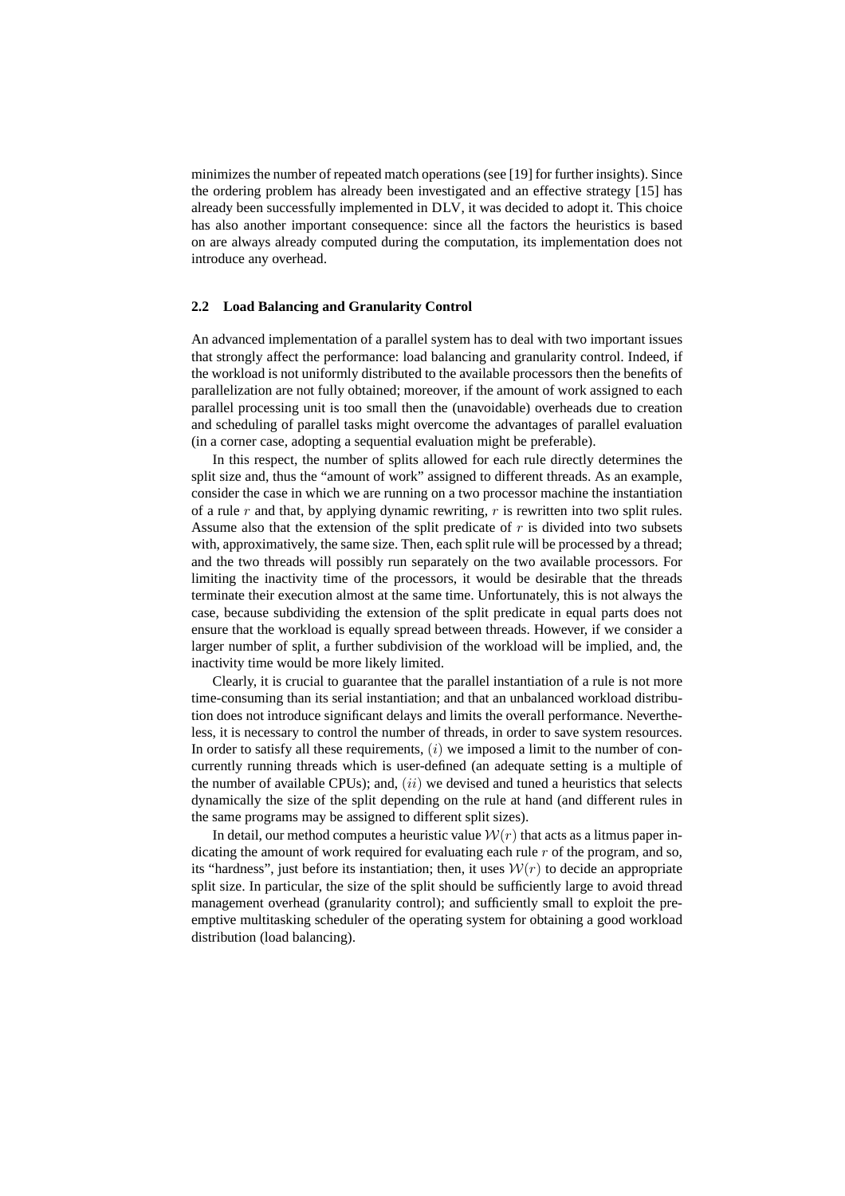minimizes the number of repeated match operations (see [19] for further insights). Since the ordering problem has already been investigated and an effective strategy [15] has already been successfully implemented in DLV, it was decided to adopt it. This choice has also another important consequence: since all the factors the heuristics is based on are always already computed during the computation, its implementation does not introduce any overhead.

### 2.2 Load Balancing and Granularity Control

An advanced implementation of a parallel system has to deal with two important issues that strongly affect the performance: load balancing and granularity control. Indeed, if the workload is not uniformly distributed to the available processors then the benefits of parallelization are not fully obtained; moreover, if the amount of work assigned to each parallel processing unit is too small then the (unavoidable) overheads due to creation and scheduling of parallel tasks might overcome the advantages of parallel evaluation (in a corner case, adopting a sequential evaluation might be preferable).

In this respect, the number of splits allowed for each rule directly determines the split size and, thus the "amount of work" assigned to different threads. As an example, consider the case in which we are running on a two processor machine the instantiation of a rule $r$ and that, by applying dynamic rewriting, $r$ is rewritten into two split rules. Assume also that the extension of the split predicate of $r$ is divided into two subsets with, approximatively, the same size. Then, each split rule will be processed by a thread; and the two threads will possibly run separately on the two available processors. For limiting the inactivity time of the processors, it would be desirable that the threads terminate their execution almost at the same time. Unfortunately, this is not always the case, because subdividing the extension of the split predicate in equal parts does not ensure that the workload is equally spread between threads. However, if we consider a larger number of split, a further subdivision of the workload will be implied, and, the inactivity time would be more likely limited.

Clearly, it is crucial to guarantee that the parallel instantiation of a rule is not more time-consuming than its serial instantiation; and that an unbalanced workload distribution does not introduce significant delays and limits the overall performance. Nevertheless, it is necessary to control the number of threads, in order to save system resources. In order to satisfy all these requirements, $(i)$ we imposed a limit to the number of concurrently running threads which is user-defined (an adequate setting is a multiple of the number of available CPUs); and, $(ii)$ we devised and tuned a heuristics that selects dynamically the size of the split depending on the rule at hand (and different rules in the same programs may be assigned to different split sizes).

In detail, our method computes a heuristic value $\mathcal{W}(r)$ that acts as a litmus paper indicating the amount of work required for evaluating each rule $r$ of the program, and so, its "hardness", just before its instantiation; then, it uses $\mathcal{W}(r)$ to decide an appropriate split size. In particular, the size of the split should be sufficiently large to avoid thread management overhead (granularity control); and sufficiently small to exploit the preemptive multitasking scheduler of the operating system for obtaining a good workload distribution (load balancing).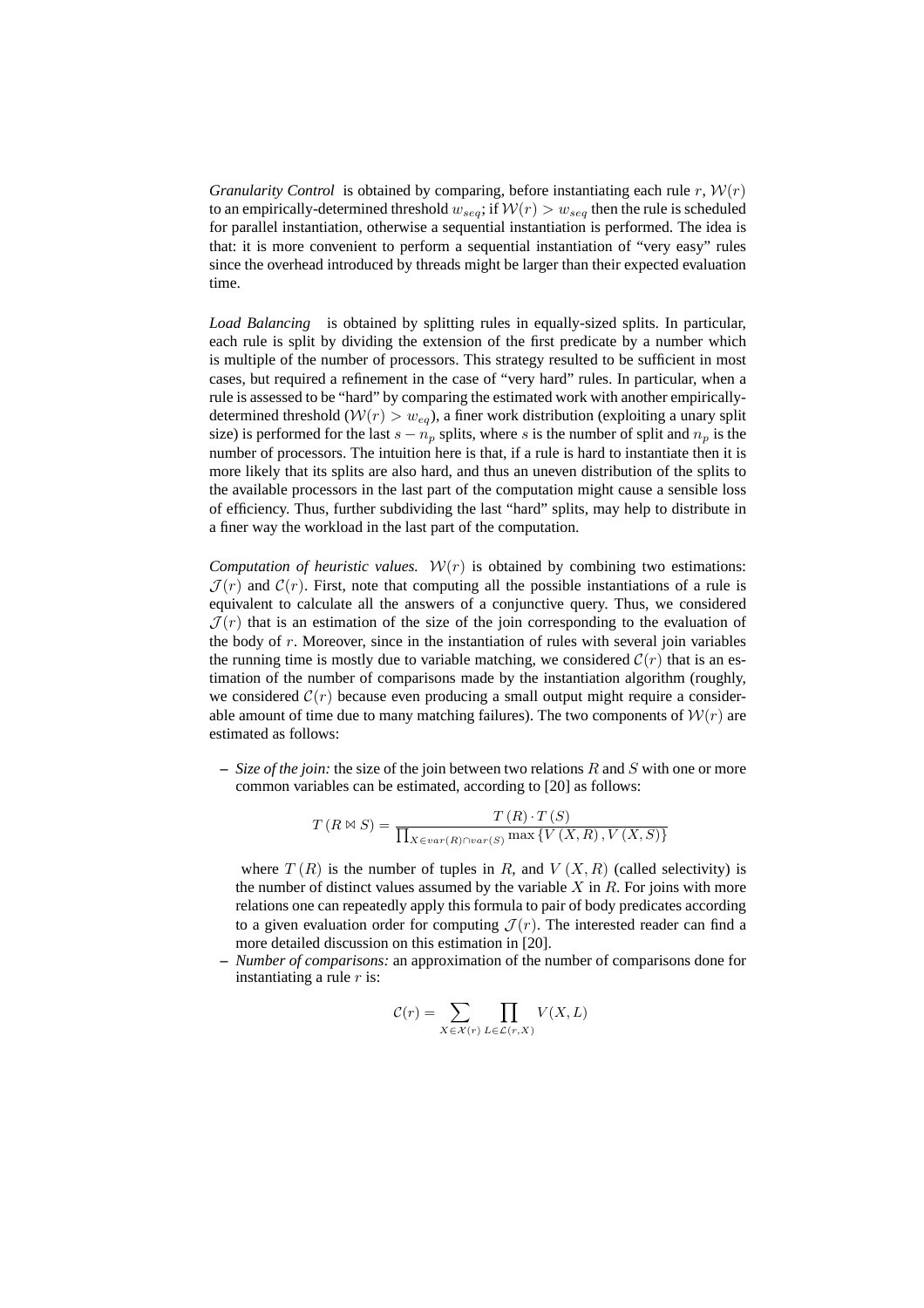*Granularity Control* is obtained by comparing, before instantiating each rule $r$, $\mathcal{W}(r)$ to an empirically-determined threshold $w_{seq}$; if $\mathcal{W}(r) > w_{seq}$ then the rule is scheduled for parallel instantiation, otherwise a sequential instantiation is performed. The idea is that: it is more convenient to perform a sequential instantiation of "very easy" rules since the overhead introduced by threads might be larger than their expected evaluation time.

*Load Balancing* is obtained by splitting rules in equally-sized splits. In particular, each rule is split by dividing the extension of the first predicate by a number which is multiple of the number of processors. This strategy resulted to be sufficient in most cases, but required a refinement in the case of "very hard" rules. In particular, when a rule is assessed to be "hard" by comparing the estimated work with another empirically-determined threshold ($\mathcal{W}(r) > w_{eq}$), a finer work distribution (exploiting a unary split size) is performed for the last $s - n_p$ splits, where $s$ is the number of split and $n_p$ is the number of processors. The intuition here is that, if a rule is hard to instantiate then it is more likely that its splits are also hard, and thus an uneven distribution of the splits to the available processors in the last part of the computation might cause a sensible loss of efficiency. Thus, further subdividing the last "hard" splits, may help to distribute in a finer way the workload in the last part of the computation.

*Computation of heuristic values.* $\mathcal{W}(r)$ is obtained by combining two estimations: $\mathcal{J}(r)$ and $\mathcal{C}(r)$. First, note that computing all the possible instantiations of a rule is equivalent to calculate all the answers of a conjunctive query. Thus, we considered $\mathcal{J}(r)$ that is an estimation of the size of the join corresponding to the evaluation of the body of $r$. Moreover, since in the instantiation of rules with several join variables the running time is mostly due to variable matching, we considered $\mathcal{C}(r)$ that is an estimation of the number of comparisons made by the instantiation algorithm (roughly, we considered $\mathcal{C}(r)$ because even producing a small output might require a considerable amount of time due to many matching failures). The two components of $\mathcal{W}(r)$ are estimated as follows:

- *Size of the join:* the size of the join between two relations $R$ and $S$ with one or more common variables can be estimated, according to [20] as follows:

$$T\left(R \bowtie S\right) = \frac{T\left(R\right) \cdot T\left(S\right)}{\prod_{X \in var(R) \cap var(S)} \max\left\{V\left(X, R\right), V\left(X, S\right)\right\}}$$

  where $T\left(R\right)$ is the number of tuples in $R$, and $V\left(X, R\right)$ (called selectivity) is the number of distinct values assumed by the variable $X$ in $R$. For joins with more relations one can repeatedly apply this formula to pair of body predicates according to a given evaluation order for computing $\mathcal{J}(r)$. The interested reader can find a more detailed discussion on this estimation in [20].

- *Number of comparisons:* an approximation of the number of comparisons done for instantiating a rule $r$ is:

$$\mathcal{C}(r) = \sum_{X \in \mathcal{X}(r)} \prod_{L \in \mathcal{L}(r,X)} V(X, L)$$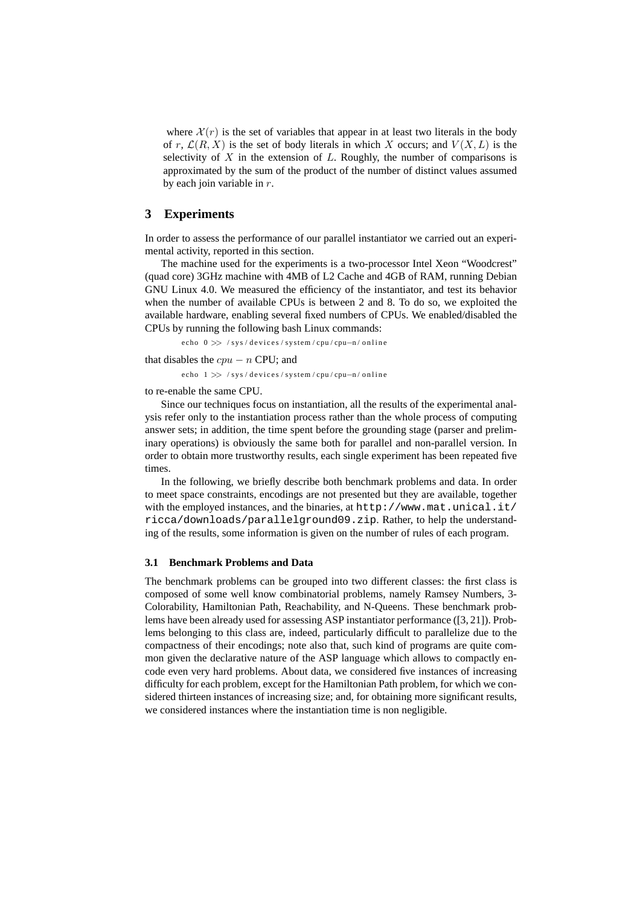where $\mathcal{X}(r)$ is the set of variables that appear in at least two literals in the body of $r$, $\mathcal{L}(R, X)$ is the set of body literals in which $X$ occurs; and $V(X, L)$ is the selectivity of $X$ in the extension of $L$. Roughly, the number of comparisons is approximated by the sum of the product of the number of distinct values assumed by each join variable in $r$.

## 3 Experiments

In order to assess the performance of our parallel instantiator we carried out an experimental activity, reported in this section.

The machine used for the experiments is a two-processor Intel Xeon "Woodcrest" (quad core) 3GHz machine with 4MB of L2 Cache and 4GB of RAM, running Debian GNU Linux 4.0. We measured the efficiency of the instantiator, and test its behavior when the number of available CPUs is between 2 and 8. To do so, we exploited the available hardware, enabling several fixed numbers of CPUs. We enabled/disabled the CPUs by running the following bash Linux commands:

```
echo 0 >> /sys/devices/system/cpu/cpu-n/online
```

that disables the $cpu - n$ CPU; and

```
echo 1 >> /sys/devices/system/cpu/cpu-n/online
```

to re-enable the same CPU.

Since our techniques focus on instantiation, all the results of the experimental analysis refer only to the instantiation process rather than the whole process of computing answer sets; in addition, the time spent before the grounding stage (parser and preliminary operations) is obviously the same both for parallel and non-parallel version. In order to obtain more trustworthy results, each single experiment has been repeated five times.

In the following, we briefly describe both benchmark problems and data. In order to meet space constraints, encodings are not presented but they are available, together with the employed instances, and the binaries, at `http://www.mat.unical.it/ricca/downloads/parallelground09.zip`. Rather, to help the understanding of the results, some information is given on the number of rules of each program.

### 3.1 Benchmark Problems and Data

The benchmark problems can be grouped into two different classes: the first class is composed of some well know combinatorial problems, namely Ramsey Numbers, 3-Colorability, Hamiltonian Path, Reachability, and N-Queens. These benchmark problems have been already used for assessing ASP instantiator performance ([3, 21]). Problems belonging to this class are, indeed, particularly difficult to parallelize due to the compactness of their encodings; note also that, such kind of programs are quite common given the declarative nature of the ASP language which allows to compactly encode even very hard problems. About data, we considered five instances of increasing difficulty for each problem, except for the Hamiltonian Path problem, for which we considered thirteen instances of increasing size; and, for obtaining more significant results, we considered instances where the instantiation time is non negligible.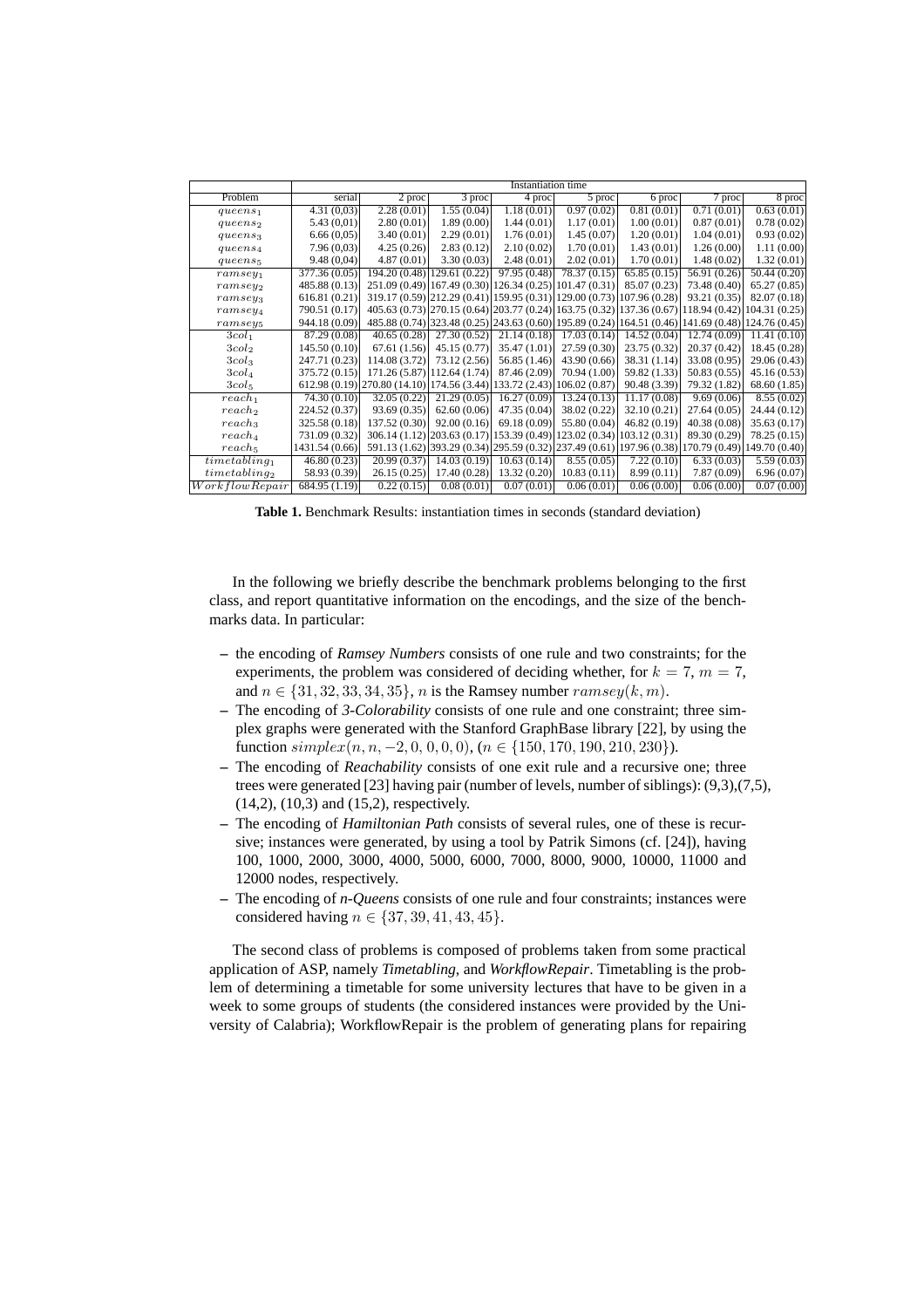| | Instantiation time | | | | | | | |
|---|---|---|---|---|---|---|---|---|
| Problem | serial | 2 proc | 3 proc | 4 proc | 5 proc | 6 proc | 7 proc | 8 proc |
| $queens_1$ | 4.31 (0,03) | 2.28 (0.01) | 1.55 (0.04) | 1.18 (0.01) | 0.97 (0.02) | 0.81 (0.01) | 0.71 (0.01) | 0.63 (0.01) |
| $queens_2$ | 5.43 (0,01) | 2.80 (0.01) | 1.89 (0.00) | 1.44 (0.01) | 1.17 (0.01) | 1.00 (0.01) | 0.87 (0.01) | 0.78 (0.02) |
| $queens_3$ | 6.66 (0,05) | 3.40 (0.01) | 2.29 (0.01) | 1.76 (0.01) | 1.45 (0.07) | 1.20 (0.01) | 1.04 (0.01) | 0.93 (0.02) |
| $queens_4$ | 7.96 (0,03) | 4.25 (0.26) | 2.83 (0.12) | 2.10 (0.02) | 1.70 (0.01) | 1.43 (0.01) | 1.26 (0.00) | 1.11 (0.00) |
| $queens_5$ | 9.48 (0,04) | 4.87 (0.01) | 3.30 (0.03) | 2.48 (0.01) | 2.02 (0.01) | 1.70 (0.01) | 1.48 (0.02) | 1.32 (0.01) |
| $ramsey_1$ | 377.36 (0.05) | 194.20 (0.48) | 129.61 (0.22) | 97.95 (0.48) | 78.37 (0.15) | 65.85 (0.15) | 56.91 (0.26) | 50.44 (0.20) |
| $ramsey_2$ | 485.88 (0.13) | 251.09 (0.49) | 167.49 (0.30) | 126.34 (0.25) | 101.47 (0.31) | 85.07 (0.23) | 73.48 (0.40) | 65.27 (0.85) |
| $ramsey_3$ | 616.81 (0.21) | 319.17 (0.59) | 212.29 (0.41) | 159.95 (0.31) | 129.00 (0.73) | 107.96 (0.28) | 93.21 (0.35) | 82.07 (0.18) |
| $ramsey_4$ | 790.51 (0.17) | 405.63 (0.73) | 270.15 (0.64) | 203.77 (0.24) | 163.75 (0.32) | 137.36 (0.67) | 118.94 (0.42) | 104.31 (0.25) |
| $ramsey_5$ | 944.18 (0.09) | 485.88 (0.74) | 323.48 (0.25) | 243.63 (0.60) | 195.89 (0.24) | 164.51 (0.46) | 141.69 (0.48) | 124.76 (0.45) |
| $3col_1$ | 87.29 (0.08) | 40.65 (0.28) | 27.30 (0.52) | 21.14 (0.18) | 17.03 (0.14) | 14.52 (0.04) | 12.74 (0.09) | 11.41 (0.10) |
| $3col_2$ | 145.50 (0.10) | 67.61 (1.56) | 45.15 (0.77) | 35.47 (1.01) | 27.59 (0.30) | 23.75 (0.32) | 20.37 (0.42) | 18.45 (0.28) |
| $3col_3$ | 247.71 (0.23) | 114.08 (3.72) | 73.12 (2.56) | 56.85 (1.46) | 43.90 (0.66) | 38.31 (1.14) | 33.08 (0.95) | 29.06 (0.43) |
| $3col_4$ | 375.72 (0.15) | 171.26 (5.87) | 112.64 (1.74) | 87.46 (2.09) | 70.94 (1.00) | 59.82 (1.33) | 50.83 (0.55) | 45.16 (0.53) |
| $3col_5$ | 612.98 (0.19) | 270.80 (14.10) | 174.56 (3.44) | 133.72 (2.43) | 106.02 (0.87) | 90.48 (3.39) | 79.32 (1.82) | 68.60 (1.85) |
| $reach_1$ | 74.30 (0.10) | 32.05 (0.22) | 21.29 (0.05) | 16.27 (0.09) | 13.24 (0.13) | 11.17 (0.08) | 9.69 (0.06) | 8.55 (0.02) |
| $reach_2$ | 224.52 (0.37) | 93.69 (0.35) | 62.60 (0.06) | 47.35 (0.04) | 38.02 (0.22) | 32.10 (0.21) | 27.64 (0.05) | 24.44 (0.12) |
| $reach_3$ | 325.58 (0.18) | 137.52 (0.30) | 92.00 (0.16) | 69.18 (0.09) | 55.80 (0.04) | 46.82 (0.19) | 40.38 (0.08) | 35.63 (0.17) |
| $reach_4$ | 731.09 (0.32) | 306.14 (1.12) | 203.63 (0.17) | 153.39 (0.49) | 123.02 (0.34) | 103.12 (0.31) | 89.30 (0.29) | 78.25 (0.15) |
| $reach_5$ | 1431.54 (0.66) | 591.13 (1.62) | 393.29 (0.34) | 295.59 (0.32) | 237.49 (0.61) | 197.96 (0.38) | 170.79 (0.49) | 149.70 (0.40) |
| $timetabling_1$ | 46.80 (0.23) | 20.99 (0.37) | 14.03 (0.19) | 10.63 (0.14) | 8.55 (0.05) | 7.22 (0.10) | 6.33 (0.03) | 5.59 (0.03) |
| $timetabling_2$ | 58.93 (0.39) | 26.15 (0.25) | 17.40 (0.28) | 13.32 (0.20) | 10.83 (0.11) | 8.99 (0.11) | 7.87 (0.09) | 6.96 (0.07) |
| $WorkflowRepair$ | 684.95 (1.19) | 0.22 (0.15) | 0.08 (0.01) | 0.07 (0.01) | 0.06 (0.01) | 0.06 (0.00) | 0.06 (0.00) | 0.07 (0.00) |

**Table 1.** Benchmark Results: instantiation times in seconds (standard deviation)

In the following we briefly describe the benchmark problems belonging to the first class, and report quantitative information on the encodings, and the size of the benchmarks data. In particular:

- the encoding of *Ramsey Numbers* consists of one rule and two constraints; for the experiments, the problem was considered of deciding whether, for $k = 7$, $m = 7$, and $n \in \{31, 32, 33, 34, 35\}$, $n$ is the Ramsey number $ramsey(k, m)$.
- The encoding of *3-Colorability* consists of one rule and one constraint; three simplex graphs were generated with the Stanford GraphBase library [22], by using the function $simplex(n, n, -2, 0, 0, 0, 0)$, ($n \in \{150, 170, 190, 210, 230\}$).
- The encoding of *Reachability* consists of one exit rule and a recursive one; three trees were generated [23] having pair (number of levels, number of siblings): (9,3),(7,5), (14,2), (10,3) and (15,2), respectively.
- The encoding of *Hamiltonian Path* consists of several rules, one of these is recursive; instances were generated, by using a tool by Patrik Simons (cf. [24]), having 100, 1000, 2000, 3000, 4000, 5000, 6000, 7000, 8000, 9000, 10000, 11000 and 12000 nodes, respectively.
- The encoding of *n-Queens* consists of one rule and four constraints; instances were considered having $n \in \{37, 39, 41, 43, 45\}$.

The second class of problems is composed of problems taken from some practical application of ASP, namely *Timetabling*, and *WorkflowRepair*. Timetabling is the problem of determining a timetable for some university lectures that have to be given in a week to some groups of students (the considered instances were provided by the University of Calabria); WorkflowRepair is the problem of generating plans for repairing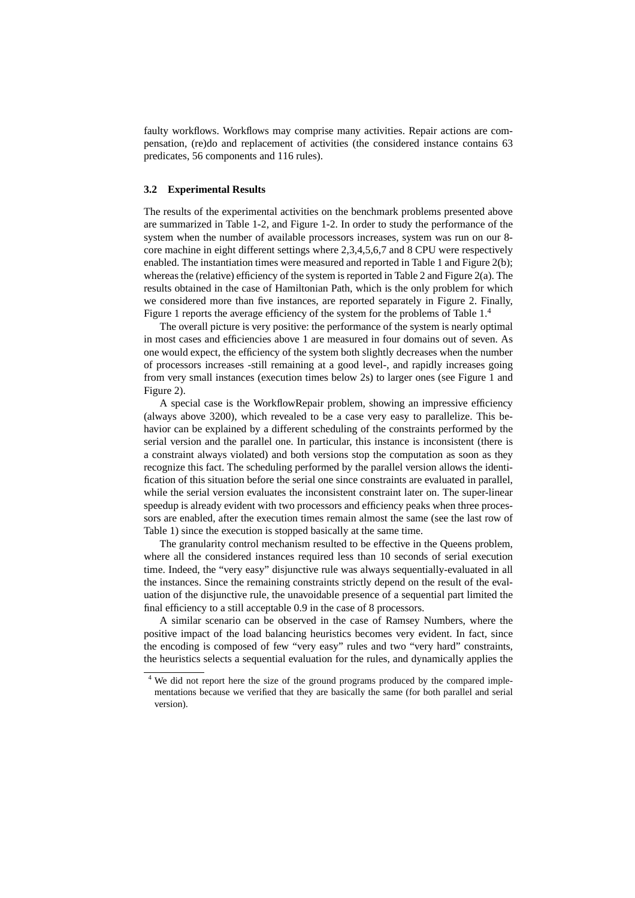faulty workflows. Workflows may comprise many activities. Repair actions are compensation, (re)do and replacement of activities (the considered instance contains 63 predicates, 56 components and 116 rules).

### 3.2 Experimental Results

The results of the experimental activities on the benchmark problems presented above are summarized in Table 1-2, and Figure 1-2. In order to study the performance of the system when the number of available processors increases, system was run on our 8-core machine in eight different settings where 2,3,4,5,6,7 and 8 CPU were respectively enabled. The instantiation times were measured and reported in Table 1 and Figure 2(b); whereas the (relative) efficiency of the system is reported in Table 2 and Figure 2(a). The results obtained in the case of Hamiltonian Path, which is the only problem for which we considered more than five instances, are reported separately in Figure 2. Finally, Figure 1 reports the average efficiency of the system for the problems of Table 1.[4]

The overall picture is very positive: the performance of the system is nearly optimal in most cases and efficiencies above 1 are measured in four domains out of seven. As one would expect, the efficiency of the system both slightly decreases when the number of processors increases -still remaining at a good level-, and rapidly increases going from very small instances (execution times below 2s) to larger ones (see Figure 1 and Figure 2).

A special case is the WorkflowRepair problem, showing an impressive efficiency (always above 3200), which revealed to be a case very easy to parallelize. This behavior can be explained by a different scheduling of the constraints performed by the serial version and the parallel one. In particular, this instance is inconsistent (there is a constraint always violated) and both versions stop the computation as soon as they recognize this fact. The scheduling performed by the parallel version allows the identification of this situation before the serial one since constraints are evaluated in parallel, while the serial version evaluates the inconsistent constraint later on. The super-linear speedup is already evident with two processors and efficiency peaks when three processors are enabled, after the execution times remain almost the same (see the last row of Table 1) since the execution is stopped basically at the same time.

The granularity control mechanism resulted to be effective in the Queens problem, where all the considered instances required less than 10 seconds of serial execution time. Indeed, the "very easy" disjunctive rule was always sequentially-evaluated in all the instances. Since the remaining constraints strictly depend on the result of the evaluation of the disjunctive rule, the unavoidable presence of a sequential part limited the final efficiency to a still acceptable 0.9 in the case of 8 processors.

A similar scenario can be observed in the case of Ramsey Numbers, where the positive impact of the load balancing heuristics becomes very evident. In fact, since the encoding is composed of few "very easy" rules and two "very hard" constraints, the heuristics selects a sequential evaluation for the rules, and dynamically applies the

[4] We did not report here the size of the ground programs produced by the compared implementations because we verified that they are basically the same (for both parallel and serial version).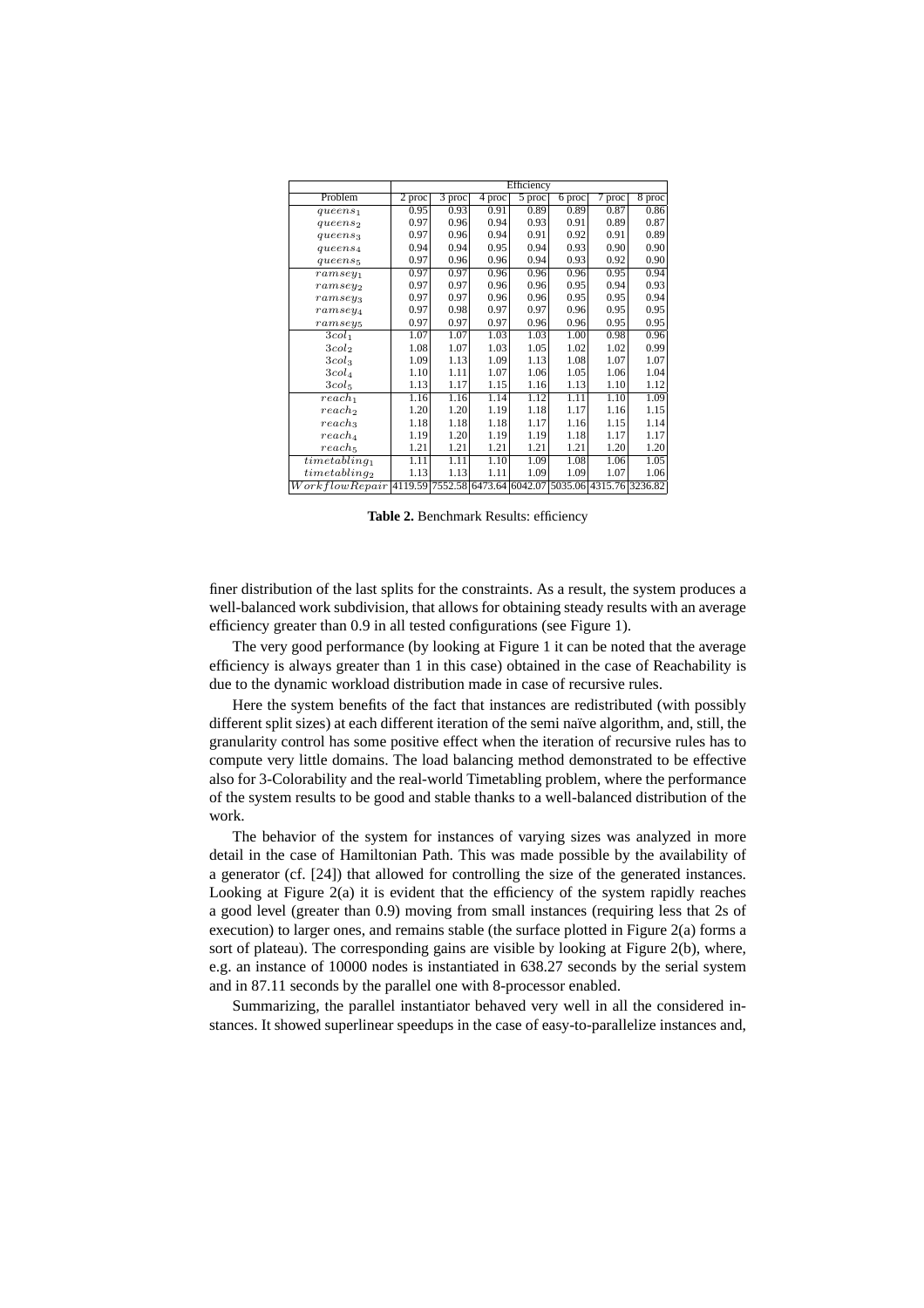| | Efficiency | | | | | | |
|---|---|---|---|---|---|---|---|
| Problem | 2 proc | 3 proc | 4 proc | 5 proc | 6 proc | 7 proc | 8 proc |
| $queens_1$ | 0.95 | 0.93 | 0.91 | 0.89 | 0.89 | 0.87 | 0.86 |
| $queens_2$ | 0.97 | 0.96 | 0.94 | 0.93 | 0.91 | 0.89 | 0.87 |
| $queens_3$ | 0.97 | 0.96 | 0.94 | 0.91 | 0.92 | 0.91 | 0.89 |
| $queens_4$ | 0.94 | 0.94 | 0.95 | 0.94 | 0.93 | 0.90 | 0.90 |
| $queens_5$ | 0.97 | 0.96 | 0.96 | 0.94 | 0.93 | 0.92 | 0.90 |
| $ramsey_1$ | 0.97 | 0.97 | 0.96 | 0.96 | 0.96 | 0.95 | 0.94 |
| $ramsey_2$ | 0.97 | 0.97 | 0.96 | 0.96 | 0.95 | 0.94 | 0.93 |
| $ramsey_3$ | 0.97 | 0.97 | 0.96 | 0.96 | 0.95 | 0.95 | 0.94 |
| $ramsey_4$ | 0.97 | 0.98 | 0.97 | 0.97 | 0.96 | 0.95 | 0.95 |
| $ramsey_5$ | 0.97 | 0.97 | 0.97 | 0.96 | 0.96 | 0.95 | 0.95 |
| $3col_1$ | 1.07 | 1.07 | 1.03 | 1.03 | 1.00 | 0.98 | 0.96 |
| $3col_2$ | 1.08 | 1.07 | 1.03 | 1.05 | 1.02 | 1.02 | 0.99 |
| $3col_3$ | 1.09 | 1.13 | 1.09 | 1.13 | 1.08 | 1.07 | 1.07 |
| $3col_4$ | 1.10 | 1.11 | 1.07 | 1.06 | 1.05 | 1.06 | 1.04 |
| $3col_5$ | 1.13 | 1.17 | 1.15 | 1.16 | 1.13 | 1.10 | 1.12 |
| $reach_1$ | 1.16 | 1.16 | 1.14 | 1.12 | 1.11 | 1.10 | 1.09 |
| $reach_2$ | 1.20 | 1.20 | 1.19 | 1.18 | 1.17 | 1.16 | 1.15 |
| $reach_3$ | 1.18 | 1.18 | 1.18 | 1.17 | 1.16 | 1.15 | 1.14 |
| $reach_4$ | 1.19 | 1.20 | 1.19 | 1.19 | 1.18 | 1.17 | 1.17 |
| $reach_5$ | 1.21 | 1.21 | 1.21 | 1.21 | 1.21 | 1.20 | 1.20 |
| $timetabling_1$ | 1.11 | 1.11 | 1.10 | 1.09 | 1.08 | 1.06 | 1.05 |
| $timetabling_2$ | 1.13 | 1.13 | 1.11 | 1.09 | 1.09 | 1.07 | 1.06 |
| $WorkflowRepair$ | 4119.59 | 7552.58 | 6473.64 | 6042.07 | 5035.06 | 4315.76 | 3236.82 |

**Table 2.** Benchmark Results: efficiency

finer distribution of the last splits for the constraints. As a result, the system produces a well-balanced work subdivision, that allows for obtaining steady results with an average efficiency greater than 0.9 in all tested configurations (see Figure 1).

The very good performance (by looking at Figure 1 it can be noted that the average efficiency is always greater than 1 in this case) obtained in the case of Reachability is due to the dynamic workload distribution made in case of recursive rules.

Here the system benefits of the fact that instances are redistributed (with possibly different split sizes) at each different iteration of the semi naïve algorithm, and, still, the granularity control has some positive effect when the iteration of recursive rules has to compute very little domains. The load balancing method demonstrated to be effective also for 3-Colorability and the real-world Timetabling problem, where the performance of the system results to be good and stable thanks to a well-balanced distribution of the work.

The behavior of the system for instances of varying sizes was analyzed in more detail in the case of Hamiltonian Path. This was made possible by the availability of a generator (cf. [24]) that allowed for controlling the size of the generated instances. Looking at Figure 2(a) it is evident that the efficiency of the system rapidly reaches a good level (greater than 0.9) moving from small instances (requiring less that 2s of execution) to larger ones, and remains stable (the surface plotted in Figure 2(a) forms a sort of plateau). The corresponding gains are visible by looking at Figure 2(b), where, e.g. an instance of 10000 nodes is instantiated in 638.27 seconds by the serial system and in 87.11 seconds by the parallel one with 8-processor enabled.

Summarizing, the parallel instantiator behaved very well in all the considered instances. It showed superlinear speedups in the case of easy-to-parallelize instances and,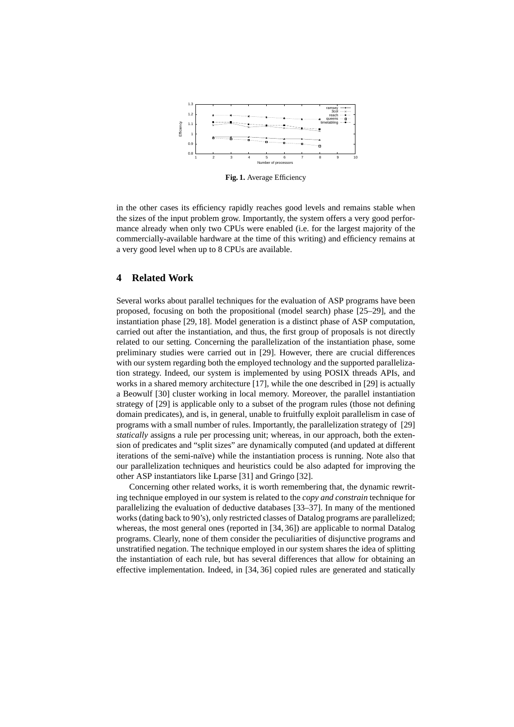Fig. 1. Average Efficiency

in the other cases its efficiency rapidly reaches good levels and remains stable when the sizes of the input problem grow. Importantly, the system offers a very good performance already when only two CPUs were enabled (i.e. for the largest majority of the commercially-available hardware at the time of this writing) and efficiency remains at a very good level when up to 8 CPUs are available.

## 4 Related Work

Several works about parallel techniques for the evaluation of ASP programs have been proposed, focusing on both the propositional (model search) phase [25–29], and the instantiation phase [29, 18]. Model generation is a distinct phase of ASP computation, carried out after the instantiation, and thus, the first group of proposals is not directly related to our setting. Concerning the parallelization of the instantiation phase, some preliminary studies were carried out in [29]. However, there are crucial differences with our system regarding both the employed technology and the supported parallelization strategy. Indeed, our system is implemented by using POSIX threads APIs, and works in a shared memory architecture [17], while the one described in [29] is actually a Beowulf [30] cluster working in local memory. Moreover, the parallel instantiation strategy of [29] is applicable only to a subset of the program rules (those not defining domain predicates), and is, in general, unable to fruitfully exploit parallelism in case of programs with a small number of rules. Importantly, the parallelization strategy of [29] *statically* assigns a rule per processing unit; whereas, in our approach, both the extension of predicates and "split sizes" are dynamically computed (and updated at different iterations of the semi-naïve) while the instantiation process is running. Note also that our parallelization techniques and heuristics could be also adapted for improving the other ASP instantiators like Lparse [31] and Gringo [32].

Concerning other related works, it is worth remembering that, the dynamic rewriting technique employed in our system is related to the *copy and constrain* technique for parallelizing the evaluation of deductive databases [33–37]. In many of the mentioned works (dating back to 90's), only restricted classes of Datalog programs are parallelized; whereas, the most general ones (reported in [34, 36]) are applicable to normal Datalog programs. Clearly, none of them consider the peculiarities of disjunctive programs and unstratified negation. The technique employed in our system shares the idea of splitting the instantiation of each rule, but has several differences that allow for obtaining an effective implementation. Indeed, in [34, 36] copied rules are generated and statically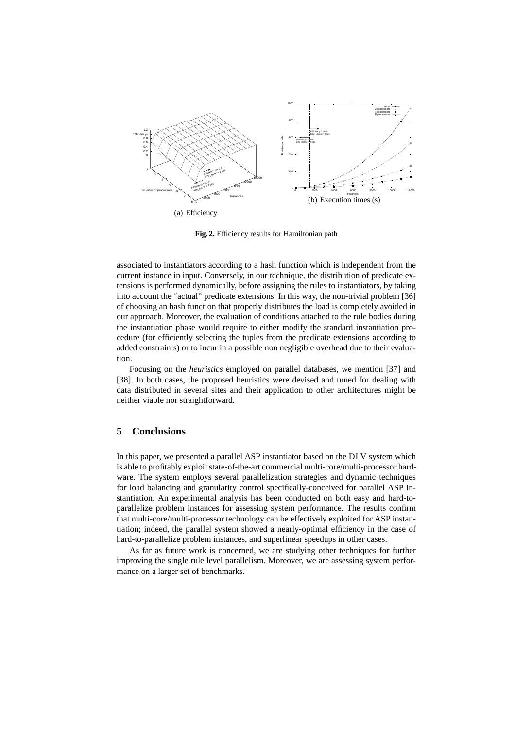(a) Efficiency

(b) Execution times (s)

**Fig. 2.** Efficiency results for Hamiltonian path

associated to instantiators according to a hash function which is independent from the current instance in input. Conversely, in our technique, the distribution of predicate extensions is performed dynamically, before assigning the rules to instantiators, by taking into account the "actual" predicate extensions. In this way, the non-trivial problem [36] of choosing an hash function that properly distributes the load is completely avoided in our approach. Moreover, the evaluation of conditions attached to the rule bodies during the instantiation phase would require to either modify the standard instantiation procedure (for efficiently selecting the tuples from the predicate extensions according to added constraints) or to incur in a possible non negligible overhead due to their evaluation.

Focusing on the *heuristics* employed on parallel databases, we mention [37] and [38]. In both cases, the proposed heuristics were devised and tuned for dealing with data distributed in several sites and their application to other architectures might be neither viable nor straightforward.

## 5 Conclusions

In this paper, we presented a parallel ASP instantiator based on the DLV system which is able to profitably exploit state-of-the-art commercial multi-core/multi-processor hardware. The system employs several parallelization strategies and dynamic techniques for load balancing and granularity control specifically-conceived for parallel ASP instantiation. An experimental analysis has been conducted on both easy and hard-to-parallelize problem instances for assessing system performance. The results confirm that multi-core/multi-processor technology can be effectively exploited for ASP instantiation; indeed, the parallel system showed a nearly-optimal efficiency in the case of hard-to-parallelize problem instances, and superlinear speedups in other cases.

As far as future work is concerned, we are studying other techniques for further improving the single rule level parallelism. Moreover, we are assessing system performance on a larger set of benchmarks.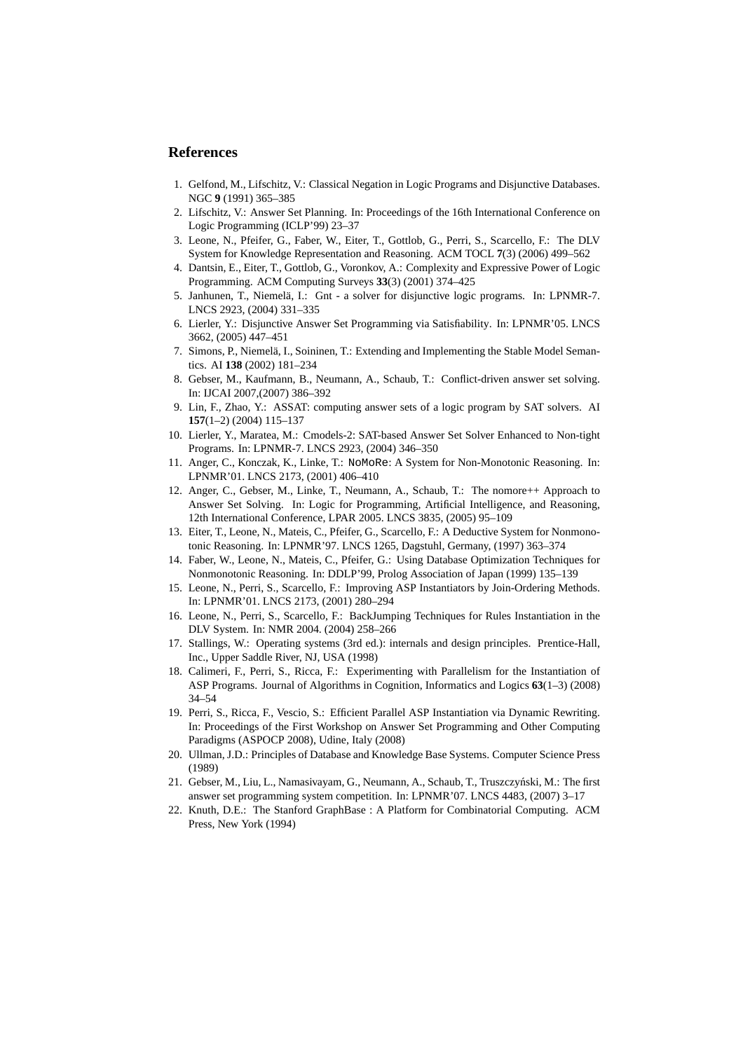## References

1. Gelfond, M., Lifschitz, V.: Classical Negation in Logic Programs and Disjunctive Databases. NGC **9** (1991) 365–385
2. Lifschitz, V.: Answer Set Planning. In: Proceedings of the 16th International Conference on Logic Programming (ICLP'99) 23–37
3. Leone, N., Pfeifer, G., Faber, W., Eiter, T., Gottlob, G., Perri, S., Scarcello, F.: The DLV System for Knowledge Representation and Reasoning. ACM TOCL **7**(3) (2006) 499–562
4. Dantsin, E., Eiter, T., Gottlob, G., Voronkov, A.: Complexity and Expressive Power of Logic Programming. ACM Computing Surveys **33**(3) (2001) 374–425
5. Janhunen, T., Niemelä, I.: Gnt - a solver for disjunctive logic programs. In: LPNMR-7. LNCS 2923, (2004) 331–335
6. Lierler, Y.: Disjunctive Answer Set Programming via Satisfiability. In: LPNMR'05. LNCS 3662, (2005) 447–451
7. Simons, P., Niemelä, I., Soininen, T.: Extending and Implementing the Stable Model Semantics. AI **138** (2002) 181–234
8. Gebser, M., Kaufmann, B., Neumann, A., Schaub, T.: Conflict-driven answer set solving. In: IJCAI 2007,(2007) 386–392
9. Lin, F., Zhao, Y.: ASSAT: computing answer sets of a logic program by SAT solvers. AI **157**(1–2) (2004) 115–137
10. Lierler, Y., Maratea, M.: Cmodels-2: SAT-based Answer Set Solver Enhanced to Non-tight Programs. In: LPNMR-7. LNCS 2923, (2004) 346–350
11. Anger, C., Konczak, K., Linke, T.: `NoMoRe`: A System for Non-Monotonic Reasoning. In: LPNMR'01. LNCS 2173, (2001) 406–410
12. Anger, C., Gebser, M., Linke, T., Neumann, A., Schaub, T.: The nomore++ Approach to Answer Set Solving. In: Logic for Programming, Artificial Intelligence, and Reasoning, 12th International Conference, LPAR 2005. LNCS 3835, (2005) 95–109
13. Eiter, T., Leone, N., Mateis, C., Pfeifer, G., Scarcello, F.: A Deductive System for Nonmonotonic Reasoning. In: LPNMR'97. LNCS 1265, Dagstuhl, Germany, (1997) 363–374
14. Faber, W., Leone, N., Mateis, C., Pfeifer, G.: Using Database Optimization Techniques for Nonmonotonic Reasoning. In: DDLP'99, Prolog Association of Japan (1999) 135–139
15. Leone, N., Perri, S., Scarcello, F.: Improving ASP Instantiators by Join-Ordering Methods. In: LPNMR'01. LNCS 2173, (2001) 280–294
16. Leone, N., Perri, S., Scarcello, F.: BackJumping Techniques for Rules Instantiation in the DLV System. In: NMR 2004. (2004) 258–266
17. Stallings, W.: Operating systems (3rd ed.): internals and design principles. Prentice-Hall, Inc., Upper Saddle River, NJ, USA (1998)
18. Calimeri, F., Perri, S., Ricca, F.: Experimenting with Parallelism for the Instantiation of ASP Programs. Journal of Algorithms in Cognition, Informatics and Logics **63**(1–3) (2008) 34–54
19. Perri, S., Ricca, F., Vescio, S.: Efficient Parallel ASP Instantiation via Dynamic Rewriting. In: Proceedings of the First Workshop on Answer Set Programming and Other Computing Paradigms (ASPOCP 2008), Udine, Italy (2008)
20. Ullman, J.D.: Principles of Database and Knowledge Base Systems. Computer Science Press (1989)
21. Gebser, M., Liu, L., Namasivayam, G., Neumann, A., Schaub, T., Truszczyński, M.: The first answer set programming system competition. In: LPNMR'07. LNCS 4483, (2007) 3–17
22. Knuth, D.E.: The Stanford GraphBase : A Platform for Combinatorial Computing. ACM Press, New York (1994)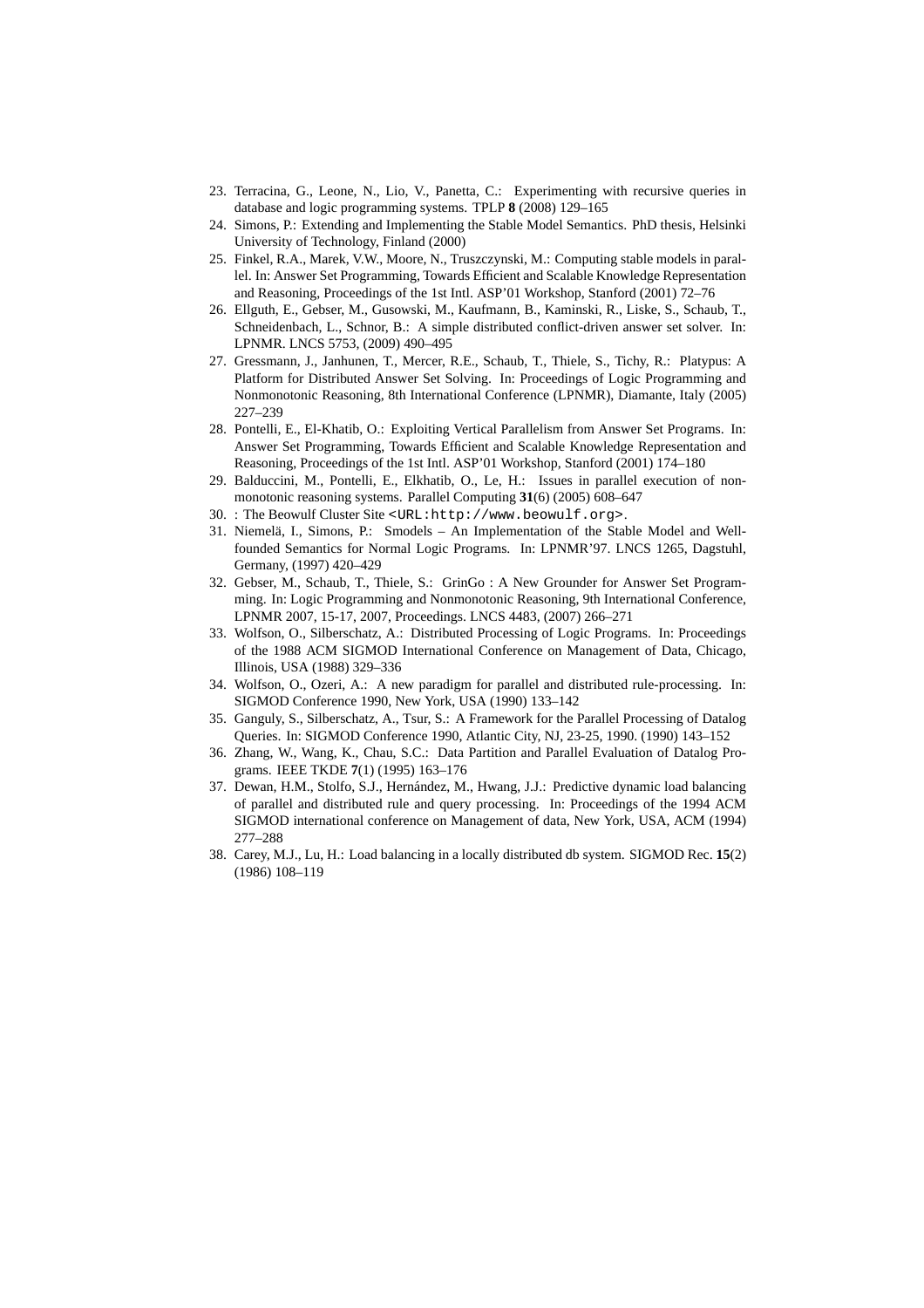23. Terracina, G., Leone, N., Lio, V., Panetta, C.: Experimenting with recursive queries in database and logic programming systems. TPLP **8** (2008) 129–165
24. Simons, P.: Extending and Implementing the Stable Model Semantics. PhD thesis, Helsinki University of Technology, Finland (2000)
25. Finkel, R.A., Marek, V.W., Moore, N., Truszczynski, M.: Computing stable models in parallel. In: Answer Set Programming, Towards Efficient and Scalable Knowledge Representation and Reasoning, Proceedings of the 1st Intl. ASP'01 Workshop, Stanford (2001) 72–76
26. Ellguth, E., Gebser, M., Gusowski, M., Kaufmann, B., Kaminski, R., Liske, S., Schaub, T., Schneidenbach, L., Schnor, B.: A simple distributed conflict-driven answer set solver. In: LPNMR. LNCS 5753, (2009) 490–495
27. Gressmann, J., Janhunen, T., Mercer, R.E., Schaub, T., Thiele, S., Tichy, R.: Platypus: A Platform for Distributed Answer Set Solving. In: Proceedings of Logic Programming and Nonmonotonic Reasoning, 8th International Conference (LPNMR), Diamante, Italy (2005) 227–239
28. Pontelli, E., El-Khatib, O.: Exploiting Vertical Parallelism from Answer Set Programs. In: Answer Set Programming, Towards Efficient and Scalable Knowledge Representation and Reasoning, Proceedings of the 1st Intl. ASP'01 Workshop, Stanford (2001) 174–180
29. Balduccini, M., Pontelli, E., Elkhatib, O., Le, H.: Issues in parallel execution of nonmonotonic reasoning systems. Parallel Computing **31**(6) (2005) 608–647
30. : The Beowulf Cluster Site `<URL:http://www.beowulf.org>`.
31. Niemelä, I., Simons, P.: Smodels – An Implementation of the Stable Model and Well-founded Semantics for Normal Logic Programs. In: LPNMR'97. LNCS 1265, Dagstuhl, Germany, (1997) 420–429
32. Gebser, M., Schaub, T., Thiele, S.: GrinGo : A New Grounder for Answer Set Programming. In: Logic Programming and Nonmonotonic Reasoning, 9th International Conference, LPNMR 2007, 15-17, 2007, Proceedings. LNCS 4483, (2007) 266–271
33. Wolfson, O., Silberschatz, A.: Distributed Processing of Logic Programs. In: Proceedings of the 1988 ACM SIGMOD International Conference on Management of Data, Chicago, Illinois, USA (1988) 329–336
34. Wolfson, O., Ozeri, A.: A new paradigm for parallel and distributed rule-processing. In: SIGMOD Conference 1990, New York, USA (1990) 133–142
35. Ganguly, S., Silberschatz, A., Tsur, S.: A Framework for the Parallel Processing of Datalog Queries. In: SIGMOD Conference 1990, Atlantic City, NJ, 23-25, 1990. (1990) 143–152
36. Zhang, W., Wang, K., Chau, S.C.: Data Partition and Parallel Evaluation of Datalog Programs. IEEE TKDE **7**(1) (1995) 163–176
37. Dewan, H.M., Stolfo, S.J., Hernández, M., Hwang, J.J.: Predictive dynamic load balancing of parallel and distributed rule and query processing. In: Proceedings of the 1994 ACM SIGMOD international conference on Management of data, New York, USA, ACM (1994) 277–288
38. Carey, M.J., Lu, H.: Load balancing in a locally distributed db system. SIGMOD Rec. **15**(2) (1986) 108–119